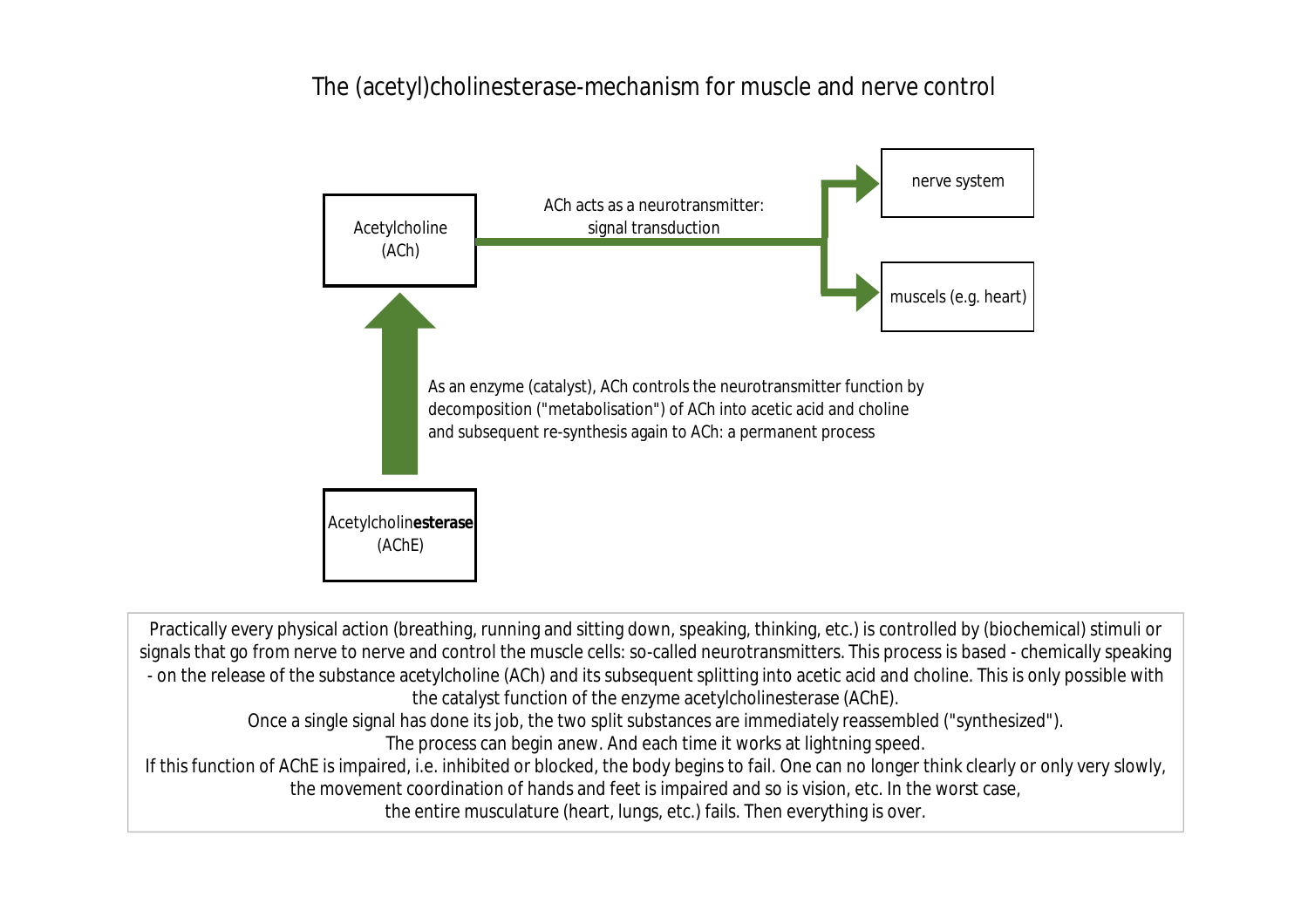# The (acetyl)cholinesterase-mechanism for muscle and nerve control

Acetylcholine (ACh)

ACh acts as a neurotransmitter: signal transduction

nerve system

muscels (e.g. heart)

As an enzyme (catalyst), ACh controls the neurotransmitter function by decomposition ("metabolisation") of ACh into acetic acid and choline and subsequent re-synthesis again to ACh: a permanent process

Acetylcholin**esterase** (AChE)

Practically every physical action (breathing, running and sitting down, speaking, thinking, etc.) is controlled by (biochemical) stimuli or signals that go from nerve to nerve and control the muscle cells: so-called neurotransmitters. This process is based - chemically speaking - on the release of the substance acetylcholine (ACh) and its subsequent splitting into acetic acid and choline. This is only possible with the catalyst function of the enzyme acetylcholinesterase (AChE).
Once a single signal has done its job, the two split substances are immediately reassembled ("synthesized").
The process can begin anew. And each time it works at lightning speed.
If this function of AChE is impaired, i.e. inhibited or blocked, the body begins to fail. One can no longer think clearly or only very slowly, the movement coordination of hands and feet is impaired and so is vision, etc. In the worst case, the entire musculature (heart, lungs, etc.) fails. Then everything is over.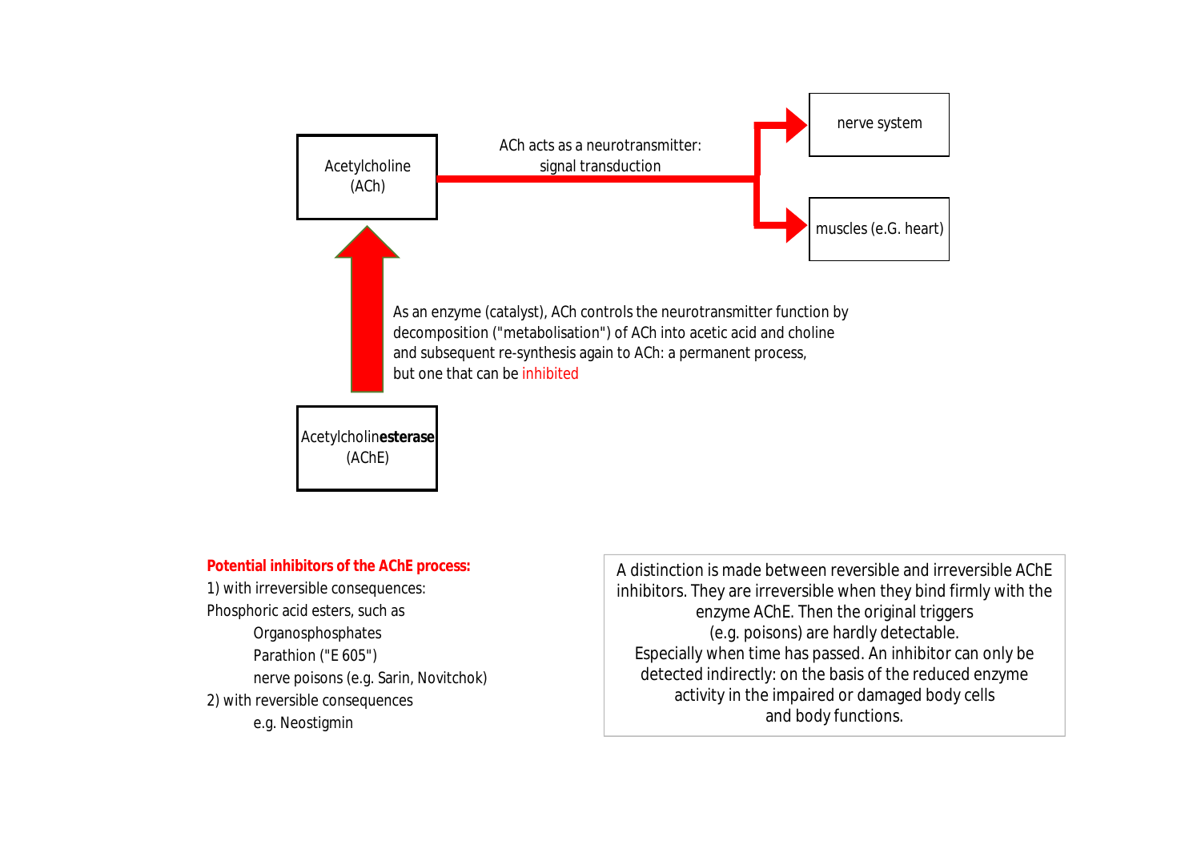Acetylcholine
(ACh)

ACh acts as a neurotransmitter:
signal transduction

nerve system

muscles (e.G. heart)

As an enzyme (catalyst), ACh controls the neurotransmitter function by decomposition ("metabolisation") of ACh into acetic acid and choline and subsequent re-synthesis again to ACh: a permanent process, but one that can be inhibited

Acetylcholin**esterase**
(AChE)

**Potential inhibitors of the AChE process:**

1) with irreversible consequences:

Phosphoric acid esters, such as

- Organosphosphates
- Parathion ("E 605")
- nerve poisons (e.g. Sarin, Novitchok)

2) with reversible consequences

- e.g. Neostigmin

A distinction is made between reversible and irreversible AChE inhibitors. They are irreversible when they bind firmly with the enzyme AChE. Then the original triggers (e.g. poisons) are hardly detectable. Especially when time has passed. An inhibitor can only be detected indirectly: on the basis of the reduced enzyme activity in the impaired or damaged body cells and body functions.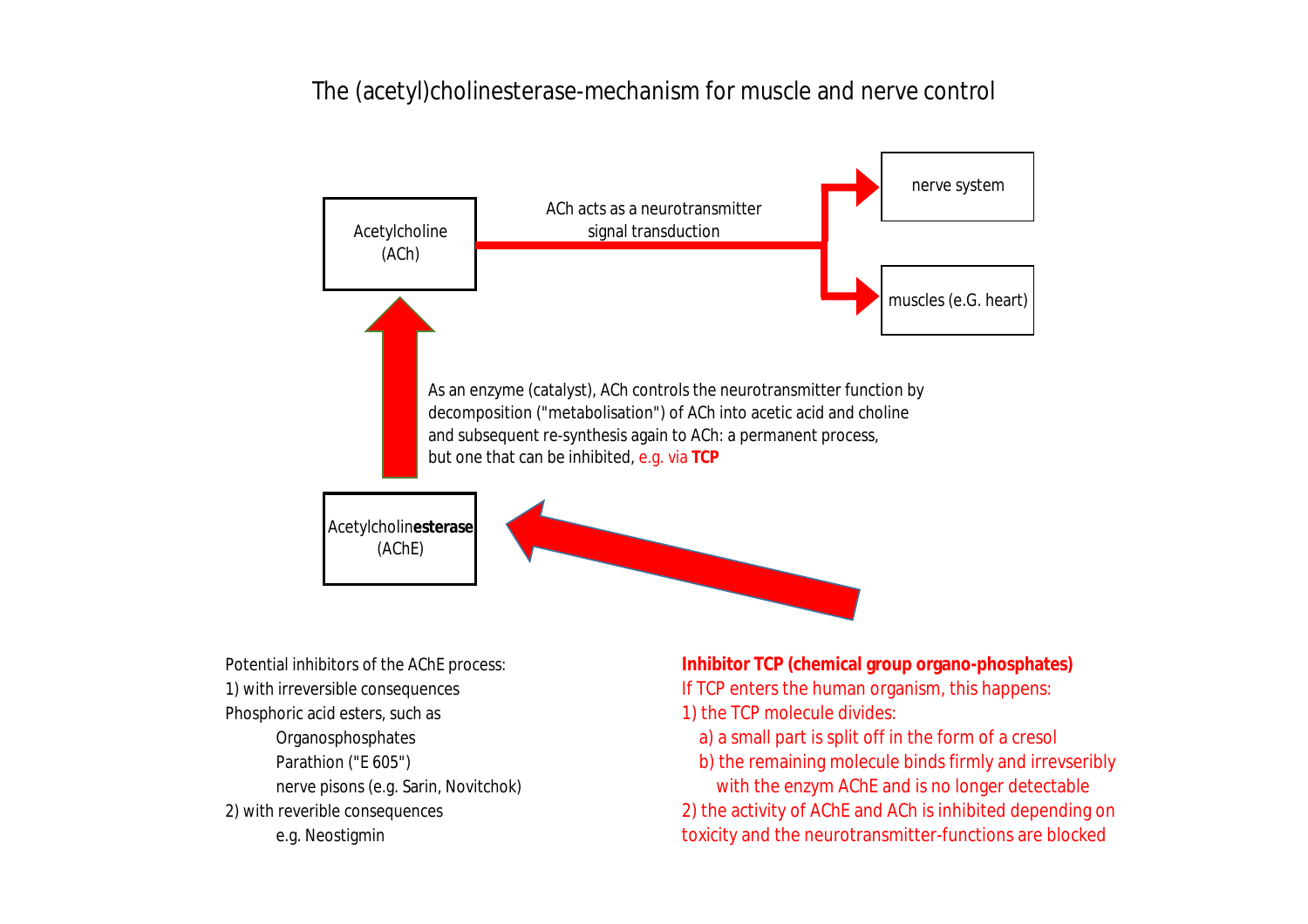# The (acetyl)cholinesterase-mechanism for muscle and nerve control

Acetylcholine (ACh)

ACh acts as a neurotransmitter signal transduction

nerve system

muscles (e.G. heart)

As an enzyme (catalyst), ACh controls the neurotransmitter function by decomposition ("metabolisation") of ACh into acetic acid and choline and subsequent re-synthesis again to ACh: a permanent process, but one that can be inhibited, e.g. via **TCP**

Acetylcholin**esterase** (AChE)

Potential inhibitors of the AChE process:
1) with irreversible consequences
Phosphoric acid esters, such as
- Organosphosphates
- Parathion ("E 605")
- nerve pisons (e.g. Sarin, Novitchok)

2) with reverible consequences
- e.g. Neostigmin

**Inhibitor TCP (chemical group organo-phosphates)**
If TCP enters the human organism, this happens:
1) the TCP molecule divides:
- a) a small part is split off in the form of a cresol
- b) the remaining molecule binds firmly and irrevseribly with the enzym AChE and is no longer detectable

2) the activity of AChE and ACh is inhibited depending on toxicity and the neurotransmitter-functions are blocked